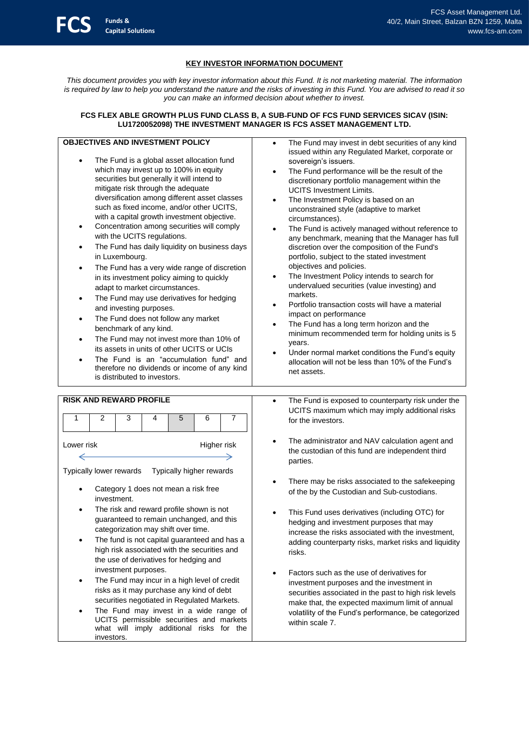## KEY INVESTOR INFORMATION DOCUMENT

*This document provides you with key investor information about this Fund. It is not marketing material. The information is required by law to help you understand the nature and the risks of investing in this Fund. You are advised to read it so you can make an informed decision about whether to invest.*

**FCS FLEX ABLE GROWTH PLUS FUND CLASS B, A SUB-FUND OF FCS FUND SERVICES SICAV (ISIN: LU1720052098) THE INVESTMENT MANAGER IS FCS ASSET MANAGEMENT LTD.**

### OBJECTIVES AND INVESTMENT POLICY

- The Fund is a global asset allocation fund which may invest up to 100% in equity securities but generally it will intend to mitigate risk through the adequate diversification among different asset classes such as fixed income, and/or other UCITS, with a capital growth investment objective.
- Concentration among securities will comply with the UCITS regulations.
- The Fund has daily liquidity on business days in Luxembourg.
- The Fund has a very wide range of discretion in its investment policy aiming to quickly adapt to market circumstances.
- The Fund may use derivatives for hedging and investing purposes.
- The Fund does not follow any market benchmark of any kind.
- The Fund may not invest more than 10% of its assets in units of other UCITS or UCIs
- The Fund is an "accumulation fund" and therefore no dividends or income of any kind is distributed to investors.
- The Fund may invest in debt securities of any kind issued within any Regulated Market, corporate or sovereign's issuers.
- The Fund performance will be the result of the discretionary portfolio management within the UCITS Investment Limits.
- The Investment Policy is based on an unconstrained style (adaptive to market circumstances).
- The Fund is actively managed without reference to any benchmark, meaning that the Manager has full discretion over the composition of the Fund's portfolio, subject to the stated investment objectives and policies.
- The Investment Policy intends to search for undervalued securities (value investing) and markets.
- Portfolio transaction costs will have a material impact on performance
- The Fund has a long term horizon and the minimum recommended term for holding units is 5 years.
- Under normal market conditions the Fund's equity allocation will not be less than 10% of the Fund's net assets.

### RISK AND REWARD PROFILE

| 1 | 2 | 3 | 4 | 5 | 6 | 7 |
|---|---|---|---|---|---|---|

Lower risk — Higher risk

Typically lower rewards — Typically higher rewards

- Category 1 does not mean a risk free investment.
- The risk and reward profile shown is not guaranteed to remain unchanged, and this categorization may shift over time.
- The fund is not capital guaranteed and has a high risk associated with the securities and the use of derivatives for hedging and investment purposes.
- The Fund may incur in a high level of credit risks as it may purchase any kind of debt securities negotiated in Regulated Markets.
- The Fund may invest in a wide range of UCITS permissible securities and markets what will imply additional risks for the investors.
- The Fund is exposed to counterparty risk under the UCITS maximum which may imply additional risks for the investors.
- The administrator and NAV calculation agent and the custodian of this fund are independent third parties.
- There may be risks associated to the safekeeping of the by the Custodian and Sub-custodians.
- This Fund uses derivatives (including OTC) for hedging and investment purposes that may increase the risks associated with the investment, adding counterparty risks, market risks and liquidity risks.
- Factors such as the use of derivatives for investment purposes and the investment in securities associated in the past to high risk levels make that, the expected maximum limit of annual volatility of the Fund's performance, be categorized within scale 7.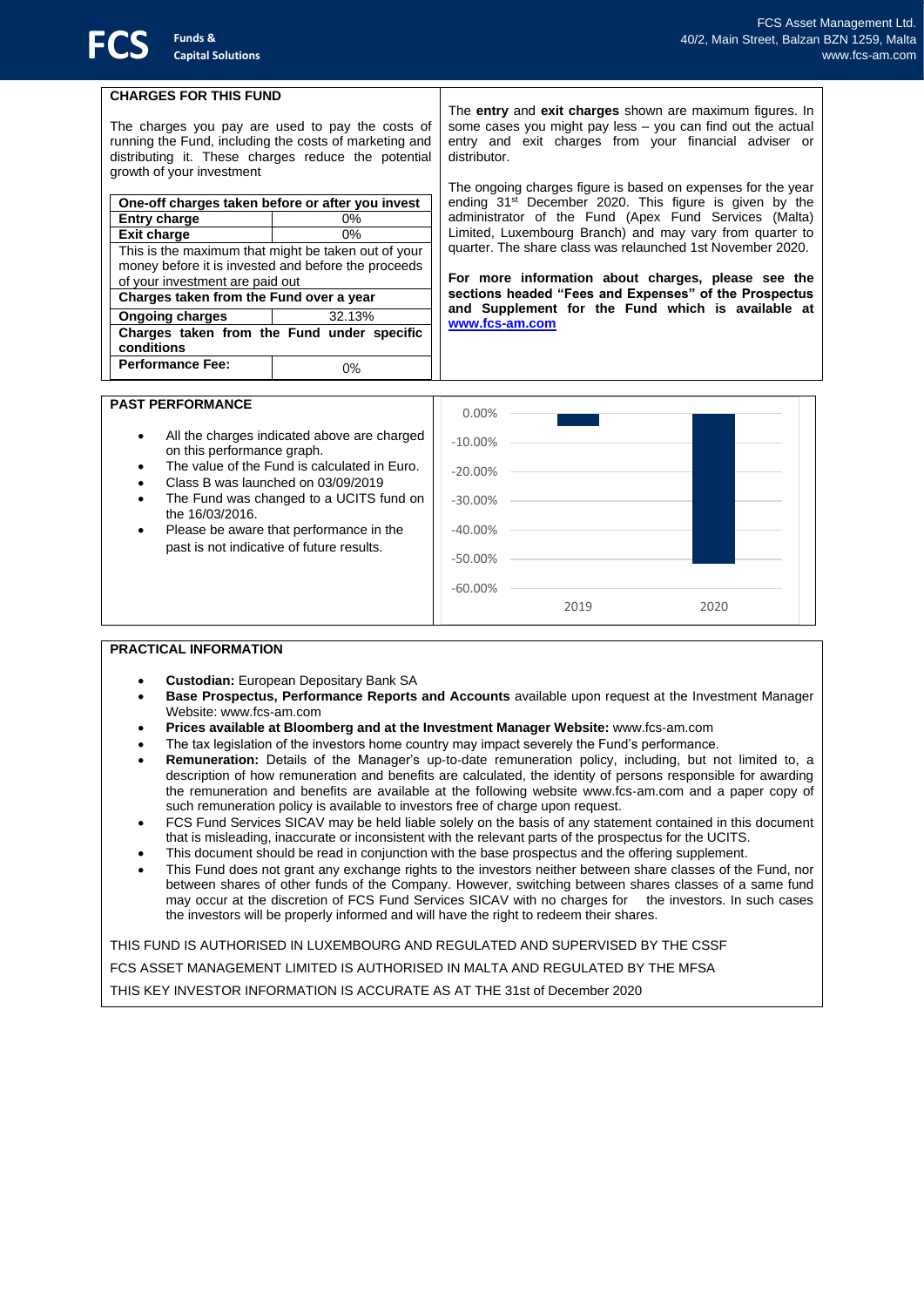## CHARGES FOR THIS FUND

The charges you pay are used to pay the costs of running the Fund, including the costs of marketing and distributing it. These charges reduce the potential growth of your investment

| One-off charges taken before or after you invest | |
|---|---|
| **Entry charge** | 0% |
| **Exit charge** | 0% |
| This is the maximum that might be taken out of your money before it is invested and before the proceeds of your investment are paid out | |
| **Charges taken from the Fund over a year** | |
| **Ongoing charges** | 32.13% |
| **Charges taken from the Fund under specific conditions** | |
| **Performance Fee:** | 0% |

The **entry** and **exit charges** shown are maximum figures. In some cases you might pay less – you can find out the actual entry and exit charges from your financial adviser or distributor.

The ongoing charges figure is based on expenses for the year ending 31st December 2020. This figure is given by the administrator of the Fund (Apex Fund Services (Malta) Limited, Luxembourg Branch) and may vary from quarter to quarter. The share class was relaunched 1st November 2020.

**For more information about charges, please see the sections headed "Fees and Expenses" of the Prospectus and Supplement for the Fund which is available at [www.fcs-am.com](http://www.fcs-am.com)**

## PAST PERFORMANCE

- All the charges indicated above are charged on this performance graph.
- The value of the Fund is calculated in Euro.
- Class B was launched on 03/09/2019
- The Fund was changed to a UCITS fund on the 16/03/2016.
- Please be aware that performance in the past is not indicative of future results.

0.00%
-10.00%
-20.00%
-30.00%
-40.00%
-50.00%
-60.00%
2019
2020

## PRACTICAL INFORMATION

- **Custodian:** European Depositary Bank SA
- **Base Prospectus, Performance Reports and Accounts** available upon request at the Investment Manager Website: www.fcs-am.com
- **Prices available at Bloomberg and at the Investment Manager Website:** www.fcs-am.com
- The tax legislation of the investors home country may impact severely the Fund's performance.
- **Remuneration:** Details of the Manager's up-to-date remuneration policy, including, but not limited to, a description of how remuneration and benefits are calculated, the identity of persons responsible for awarding the remuneration and benefits are available at the following website www.fcs-am.com and a paper copy of such remuneration policy is available to investors free of charge upon request.
- FCS Fund Services SICAV may be held liable solely on the basis of any statement contained in this document that is misleading, inaccurate or inconsistent with the relevant parts of the prospectus for the UCITS.
- This document should be read in conjunction with the base prospectus and the offering supplement.
- This Fund does not grant any exchange rights to the investors neither between share classes of the Fund, nor between shares of other funds of the Company. However, switching between shares classes of a same fund may occur at the discretion of FCS Fund Services SICAV with no charges for the investors. In such cases the investors will be properly informed and will have the right to redeem their shares.

THIS FUND IS AUTHORISED IN LUXEMBOURG AND REGULATED AND SUPERVISED BY THE CSSF

FCS ASSET MANAGEMENT LIMITED IS AUTHORISED IN MALTA AND REGULATED BY THE MFSA

THIS KEY INVESTOR INFORMATION IS ACCURATE AS AT THE 31st of December 2020